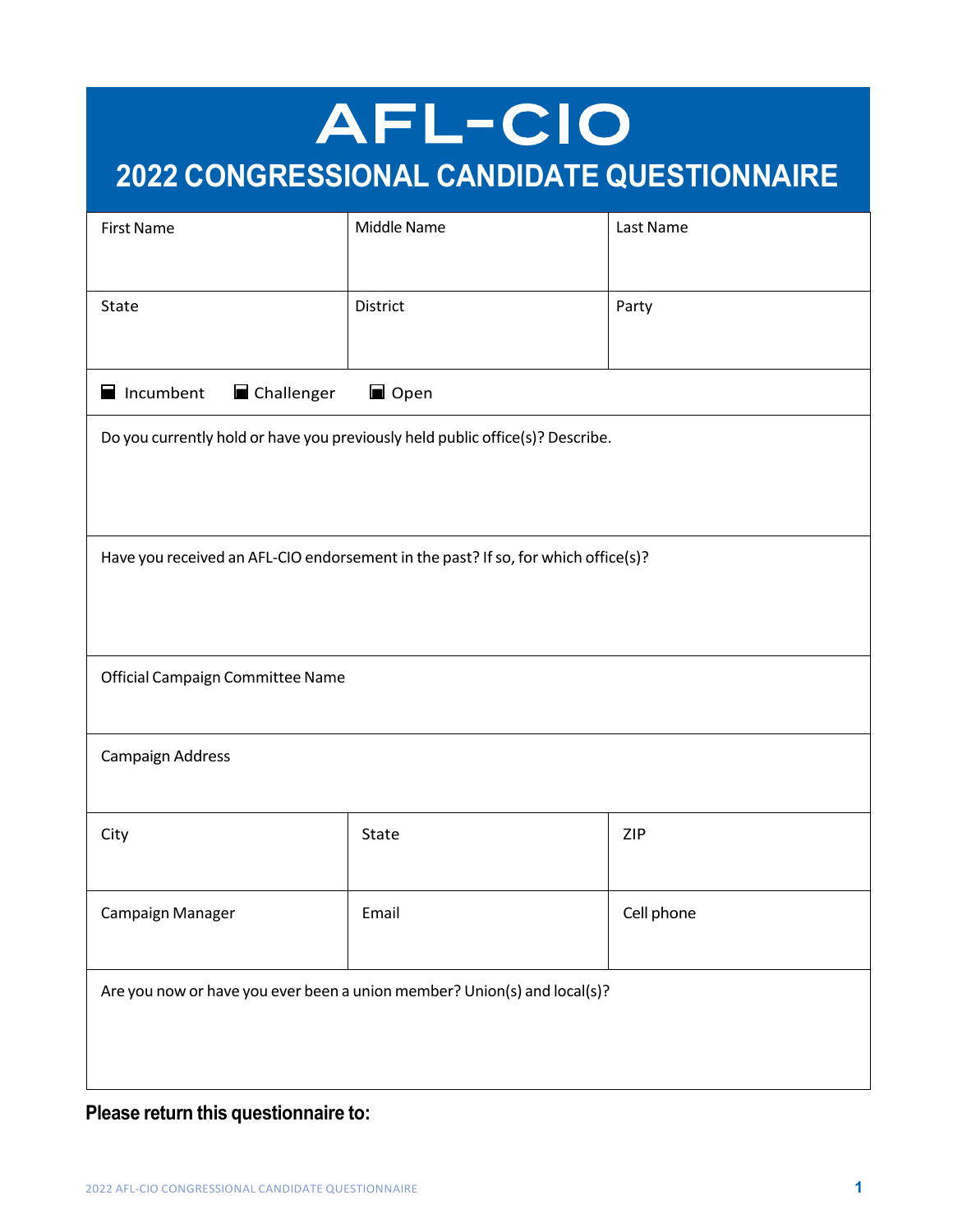# AFL-CIO

## 2022 CONGRESSIONAL CANDIDATE QUESTIONNAIRE

| First Name | Middle Name | Last Name |
| --- | --- | --- |
| | | |

| State | District | Party |
| --- | --- | --- |
| | | |

- [ ] Incumbent
- [ ] Challenger
- [ ] Open

Do you currently hold or have you previously held public office(s)? Describe.

Have you received an AFL-CIO endorsement in the past? If so, for which office(s)?

Official Campaign Committee Name

Campaign Address

| City | State | ZIP |
| --- | --- | --- |
| | | |

| Campaign Manager | Email | Cell phone |
| --- | --- | --- |
| | | |

Are you now or have you ever been a union member? Union(s) and local(s)?

**Please return this questionnaire to:**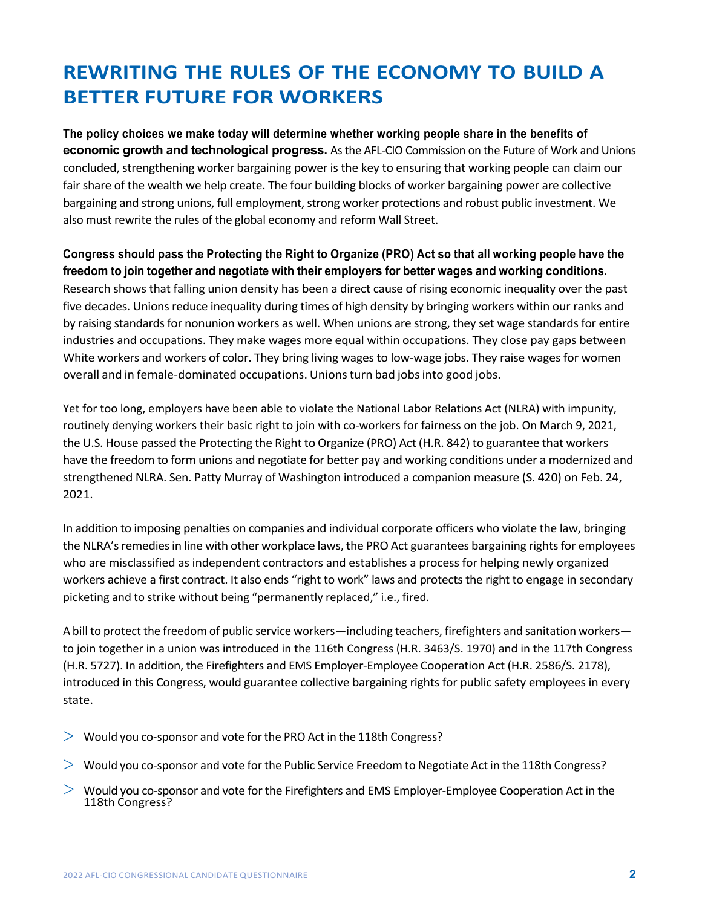# REWRITING THE RULES OF THE ECONOMY TO BUILD A BETTER FUTURE FOR WORKERS

**The policy choices we make today will determine whether working people share in the benefits of economic growth and technological progress.** As the AFL-CIO Commission on the Future of Work and Unions concluded, strengthening worker bargaining power is the key to ensuring that working people can claim our fair share of the wealth we help create. The four building blocks of worker bargaining power are collective bargaining and strong unions, full employment, strong worker protections and robust public investment. We also must rewrite the rules of the global economy and reform Wall Street.

**Congress should pass the Protecting the Right to Organize (PRO) Act so that all working people have the freedom to join together and negotiate with their employers for better wages and working conditions.** Research shows that falling union density has been a direct cause of rising economic inequality over the past five decades. Unions reduce inequality during times of high density by bringing workers within our ranks and by raising standards for nonunion workers as well. When unions are strong, they set wage standards for entire industries and occupations. They make wages more equal within occupations. They close pay gaps between White workers and workers of color. They bring living wages to low-wage jobs. They raise wages for women overall and in female-dominated occupations. Unions turn bad jobs into good jobs.

Yet for too long, employers have been able to violate the National Labor Relations Act (NLRA) with impunity, routinely denying workers their basic right to join with co-workers for fairness on the job. On March 9, 2021, the U.S. House passed the Protecting the Right to Organize (PRO) Act (H.R. 842) to guarantee that workers have the freedom to form unions and negotiate for better pay and working conditions under a modernized and strengthened NLRA. Sen. Patty Murray of Washington introduced a companion measure (S. 420) on Feb. 24, 2021.

In addition to imposing penalties on companies and individual corporate officers who violate the law, bringing the NLRA's remedies in line with other workplace laws, the PRO Act guarantees bargaining rights for employees who are misclassified as independent contractors and establishes a process for helping newly organized workers achieve a first contract. It also ends "right to work" laws and protects the right to engage in secondary picketing and to strike without being "permanently replaced," i.e., fired.

A bill to protect the freedom of public service workers—including teachers, firefighters and sanitation workers—to join together in a union was introduced in the 116th Congress (H.R. 3463/S. 1970) and in the 117th Congress (H.R. 5727). In addition, the Firefighters and EMS Employer-Employee Cooperation Act (H.R. 2586/S. 2178), introduced in this Congress, would guarantee collective bargaining rights for public safety employees in every state.

- Would you co-sponsor and vote for the PRO Act in the 118th Congress?
- Would you co-sponsor and vote for the Public Service Freedom to Negotiate Act in the 118th Congress?
- Would you co-sponsor and vote for the Firefighters and EMS Employer-Employee Cooperation Act in the 118th Congress?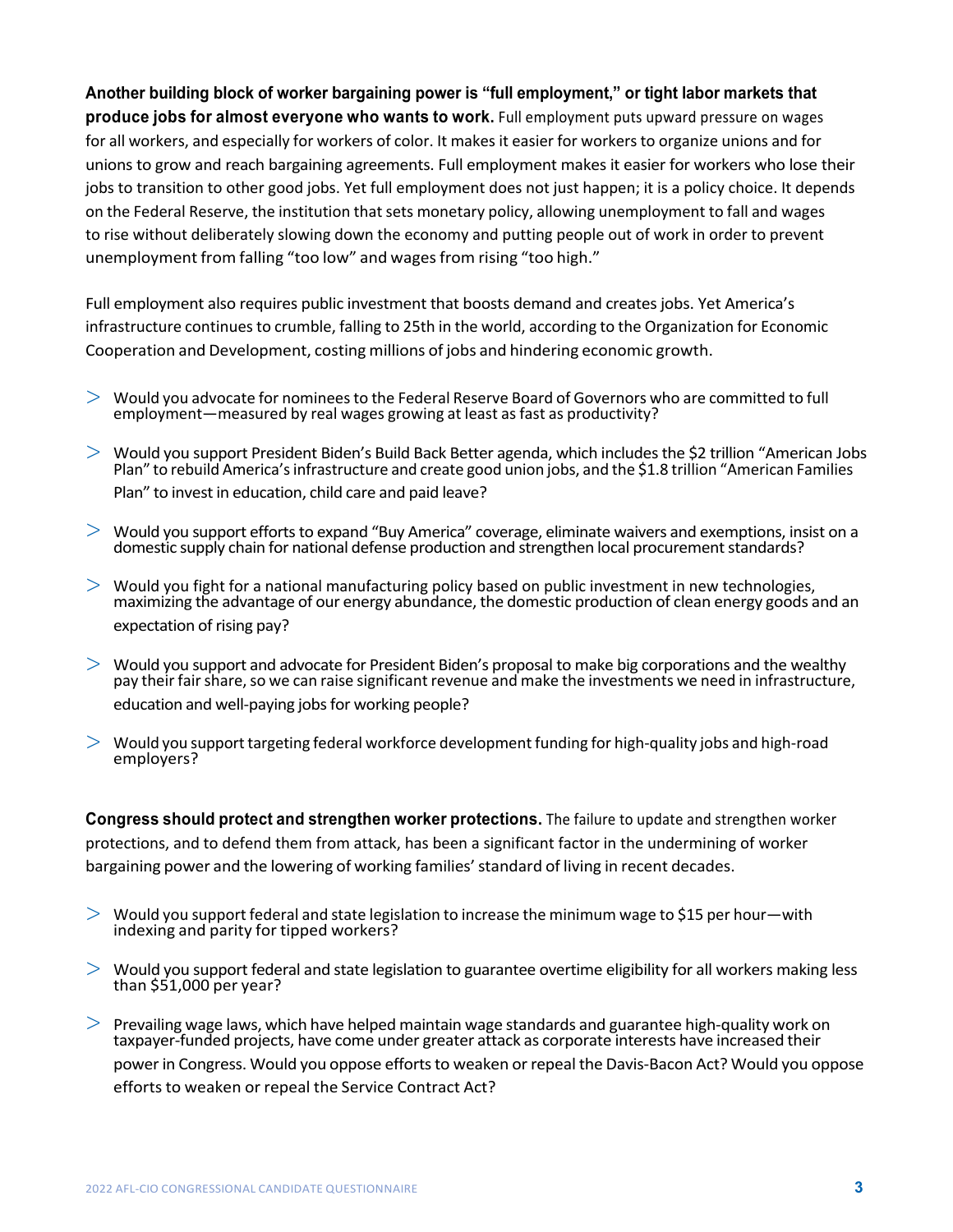**Another building block of worker bargaining power is "full employment," or tight labor markets that produce jobs for almost everyone who wants to work.** Full employment puts upward pressure on wages for all workers, and especially for workers of color. It makes it easier for workers to organize unions and for unions to grow and reach bargaining agreements. Full employment makes it easier for workers who lose their jobs to transition to other good jobs. Yet full employment does not just happen; it is a policy choice. It depends on the Federal Reserve, the institution that sets monetary policy, allowing unemployment to fall and wages to rise without deliberately slowing down the economy and putting people out of work in order to prevent unemployment from falling "too low" and wages from rising "too high."

Full employment also requires public investment that boosts demand and creates jobs. Yet America's infrastructure continues to crumble, falling to 25th in the world, according to the Organization for Economic Cooperation and Development, costing millions of jobs and hindering economic growth.

- Would you advocate for nominees to the Federal Reserve Board of Governors who are committed to full employment—measured by real wages growing at least as fast as productivity?
- Would you support President Biden's Build Back Better agenda, which includes the $2 trillion "American Jobs Plan" to rebuild America's infrastructure and create good union jobs, and the $1.8 trillion "American Families Plan" to invest in education, child care and paid leave?
- Would you support efforts to expand "Buy America" coverage, eliminate waivers and exemptions, insist on a domestic supply chain for national defense production and strengthen local procurement standards?
- Would you fight for a national manufacturing policy based on public investment in new technologies, maximizing the advantage of our energy abundance, the domestic production of clean energy goods and an expectation of rising pay?
- Would you support and advocate for President Biden's proposal to make big corporations and the wealthy pay their fair share, so we can raise significant revenue and make the investments we need in infrastructure, education and well-paying jobs for working people?
- Would you support targeting federal workforce development funding for high-quality jobs and high-road employers?

**Congress should protect and strengthen worker protections.** The failure to update and strengthen worker protections, and to defend them from attack, has been a significant factor in the undermining of worker bargaining power and the lowering of working families' standard of living in recent decades.

- Would you support federal and state legislation to increase the minimum wage to $15 per hour—with indexing and parity for tipped workers?
- Would you support federal and state legislation to guarantee overtime eligibility for all workers making less than $51,000 per year?
- Prevailing wage laws, which have helped maintain wage standards and guarantee high-quality work on taxpayer-funded projects, have come under greater attack as corporate interests have increased their power in Congress. Would you oppose efforts to weaken or repeal the Davis-Bacon Act? Would you oppose efforts to weaken or repeal the Service Contract Act?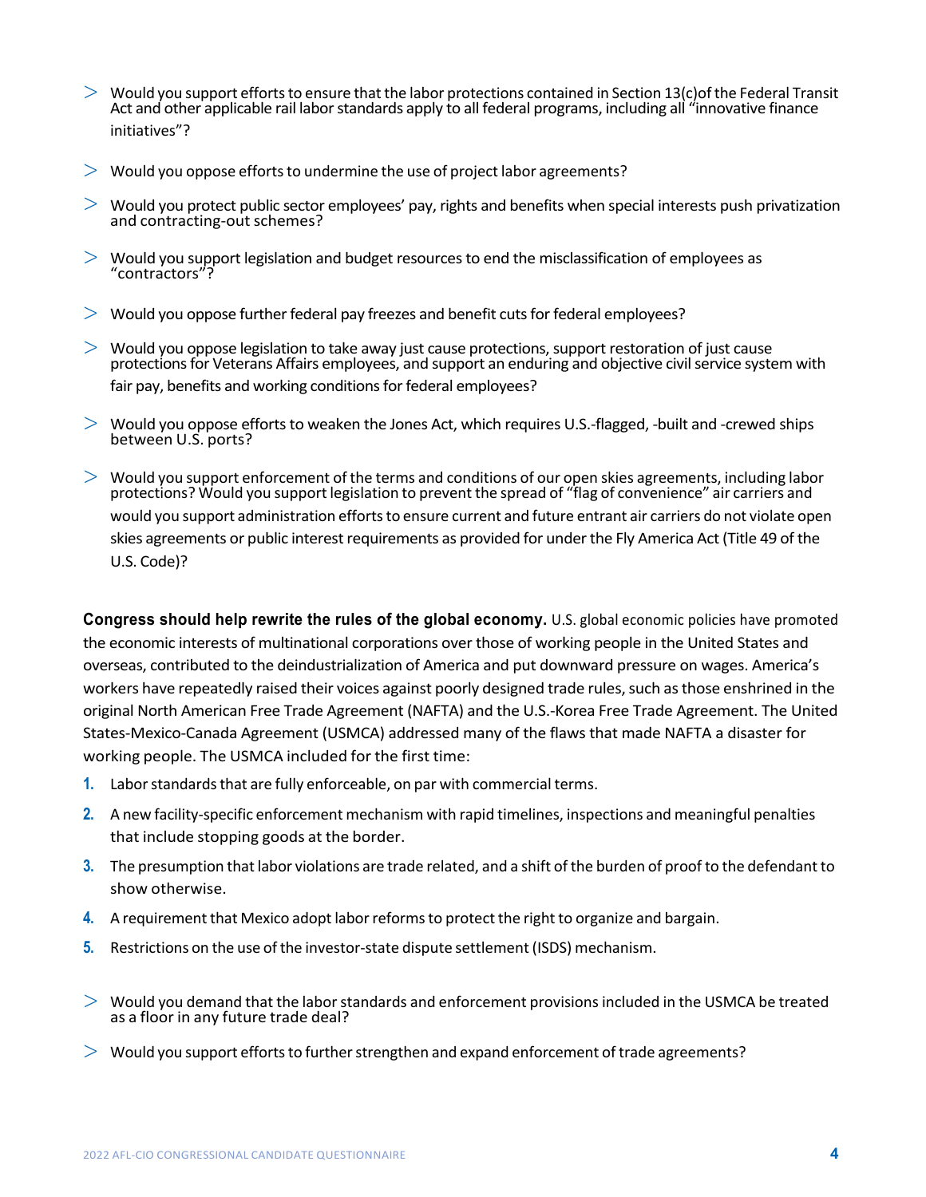- Would you support efforts to ensure that the labor protections contained in Section 13(c)of the Federal Transit Act and other applicable rail labor standards apply to all federal programs, including all "innovative finance initiatives"?
- Would you oppose efforts to undermine the use of project labor agreements?
- Would you protect public sector employees' pay, rights and benefits when special interests push privatization and contracting-out schemes?
- Would you support legislation and budget resources to end the misclassification of employees as "contractors"?
- Would you oppose further federal pay freezes and benefit cuts for federal employees?
- Would you oppose legislation to take away just cause protections, support restoration of just cause protections for Veterans Affairs employees, and support an enduring and objective civil service system with fair pay, benefits and working conditions for federal employees?
- Would you oppose efforts to weaken the Jones Act, which requires U.S.-flagged, -built and -crewed ships between U.S. ports?
- Would you support enforcement of the terms and conditions of our open skies agreements, including labor protections? Would you support legislation to prevent the spread of "flag of convenience" air carriers and would you support administration efforts to ensure current and future entrant air carriers do not violate open skies agreements or public interest requirements as provided for under the Fly America Act (Title 49 of the U.S. Code)?

**Congress should help rewrite the rules of the global economy.** U.S. global economic policies have promoted the economic interests of multinational corporations over those of working people in the United States and overseas, contributed to the deindustrialization of America and put downward pressure on wages. America's workers have repeatedly raised their voices against poorly designed trade rules, such as those enshrined in the original North American Free Trade Agreement (NAFTA) and the U.S.-Korea Free Trade Agreement. The United States-Mexico-Canada Agreement (USMCA) addressed many of the flaws that made NAFTA a disaster for working people. The USMCA included for the first time:

1. Labor standards that are fully enforceable, on par with commercial terms.
2. A new facility-specific enforcement mechanism with rapid timelines, inspections and meaningful penalties that include stopping goods at the border.
3. The presumption that labor violations are trade related, and a shift of the burden of proof to the defendant to show otherwise.
4. A requirement that Mexico adopt labor reforms to protect the right to organize and bargain.
5. Restrictions on the use of the investor-state dispute settlement (ISDS) mechanism.

- Would you demand that the labor standards and enforcement provisions included in the USMCA be treated as a floor in any future trade deal?
- Would you support efforts to further strengthen and expand enforcement of trade agreements?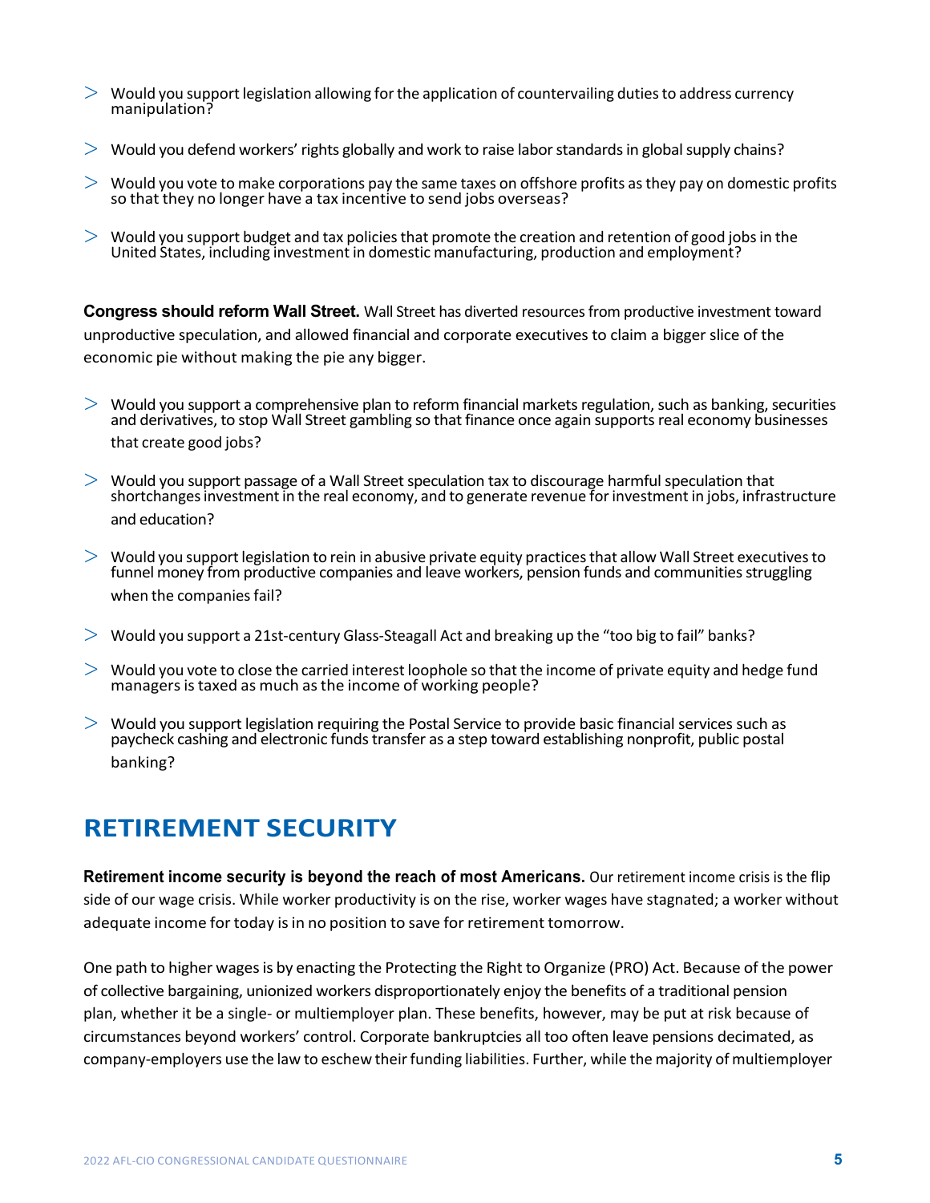- Would you support legislation allowing for the application of countervailing duties to address currency manipulation?
- Would you defend workers' rights globally and work to raise labor standards in global supply chains?
- Would you vote to make corporations pay the same taxes on offshore profits as they pay on domestic profits so that they no longer have a tax incentive to send jobs overseas?
- Would you support budget and tax policies that promote the creation and retention of good jobs in the United States, including investment in domestic manufacturing, production and employment?

**Congress should reform Wall Street.** Wall Street has diverted resources from productive investment toward unproductive speculation, and allowed financial and corporate executives to claim a bigger slice of the economic pie without making the pie any bigger.

- Would you support a comprehensive plan to reform financial markets regulation, such as banking, securities and derivatives, to stop Wall Street gambling so that finance once again supports real economy businesses that create good jobs?
- Would you support passage of a Wall Street speculation tax to discourage harmful speculation that shortchanges investment in the real economy, and to generate revenue for investment in jobs, infrastructure and education?
- Would you support legislation to rein in abusive private equity practices that allow Wall Street executives to funnel money from productive companies and leave workers, pension funds and communities struggling when the companies fail?
- Would you support a 21st-century Glass-Steagall Act and breaking up the "too big to fail" banks?
- Would you vote to close the carried interest loophole so that the income of private equity and hedge fund managers is taxed as much as the income of working people?
- Would you support legislation requiring the Postal Service to provide basic financial services such as paycheck cashing and electronic funds transfer as a step toward establishing nonprofit, public postal banking?

## RETIREMENT SECURITY

**Retirement income security is beyond the reach of most Americans.** Our retirement income crisis is the flip side of our wage crisis. While worker productivity is on the rise, worker wages have stagnated; a worker without adequate income for today is in no position to save for retirement tomorrow.

One path to higher wages is by enacting the Protecting the Right to Organize (PRO) Act. Because of the power of collective bargaining, unionized workers disproportionately enjoy the benefits of a traditional pension plan, whether it be a single- or multiemployer plan. These benefits, however, may be put at risk because of circumstances beyond workers' control. Corporate bankruptcies all too often leave pensions decimated, as company-employers use the law to eschew their funding liabilities. Further, while the majority of multiemployer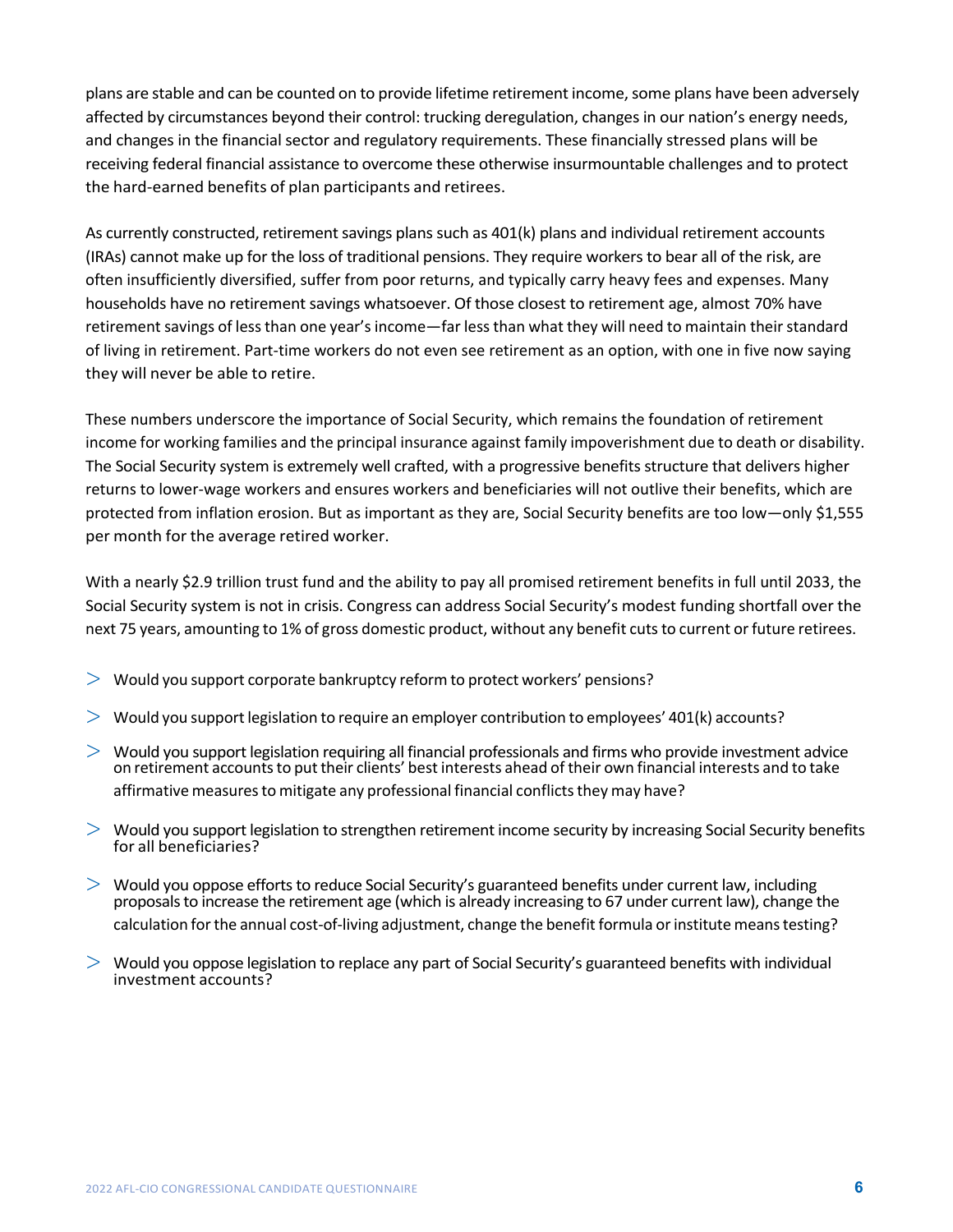plans are stable and can be counted on to provide lifetime retirement income, some plans have been adversely affected by circumstances beyond their control: trucking deregulation, changes in our nation's energy needs, and changes in the financial sector and regulatory requirements. These financially stressed plans will be receiving federal financial assistance to overcome these otherwise insurmountable challenges and to protect the hard-earned benefits of plan participants and retirees.

As currently constructed, retirement savings plans such as 401(k) plans and individual retirement accounts (IRAs) cannot make up for the loss of traditional pensions. They require workers to bear all of the risk, are often insufficiently diversified, suffer from poor returns, and typically carry heavy fees and expenses. Many households have no retirement savings whatsoever. Of those closest to retirement age, almost 70% have retirement savings of less than one year's income—far less than what they will need to maintain their standard of living in retirement. Part-time workers do not even see retirement as an option, with one in five now saying they will never be able to retire.

These numbers underscore the importance of Social Security, which remains the foundation of retirement income for working families and the principal insurance against family impoverishment due to death or disability. The Social Security system is extremely well crafted, with a progressive benefits structure that delivers higher returns to lower-wage workers and ensures workers and beneficiaries will not outlive their benefits, which are protected from inflation erosion. But as important as they are, Social Security benefits are too low—only $1,555 per month for the average retired worker.

With a nearly $2.9 trillion trust fund and the ability to pay all promised retirement benefits in full until 2033, the Social Security system is not in crisis. Congress can address Social Security's modest funding shortfall over the next 75 years, amounting to 1% of gross domestic product, without any benefit cuts to current or future retirees.

- Would you support corporate bankruptcy reform to protect workers' pensions?
- Would you support legislation to require an employer contribution to employees' 401(k) accounts?
- Would you support legislation requiring all financial professionals and firms who provide investment advice on retirement accounts to put their clients' best interests ahead of their own financial interests and to take affirmative measures to mitigate any professional financial conflicts they may have?
- Would you support legislation to strengthen retirement income security by increasing Social Security benefits for all beneficiaries?
- Would you oppose efforts to reduce Social Security's guaranteed benefits under current law, including proposals to increase the retirement age (which is already increasing to 67 under current law), change the calculation for the annual cost-of-living adjustment, change the benefit formula or institute means testing?
- Would you oppose legislation to replace any part of Social Security's guaranteed benefits with individual investment accounts?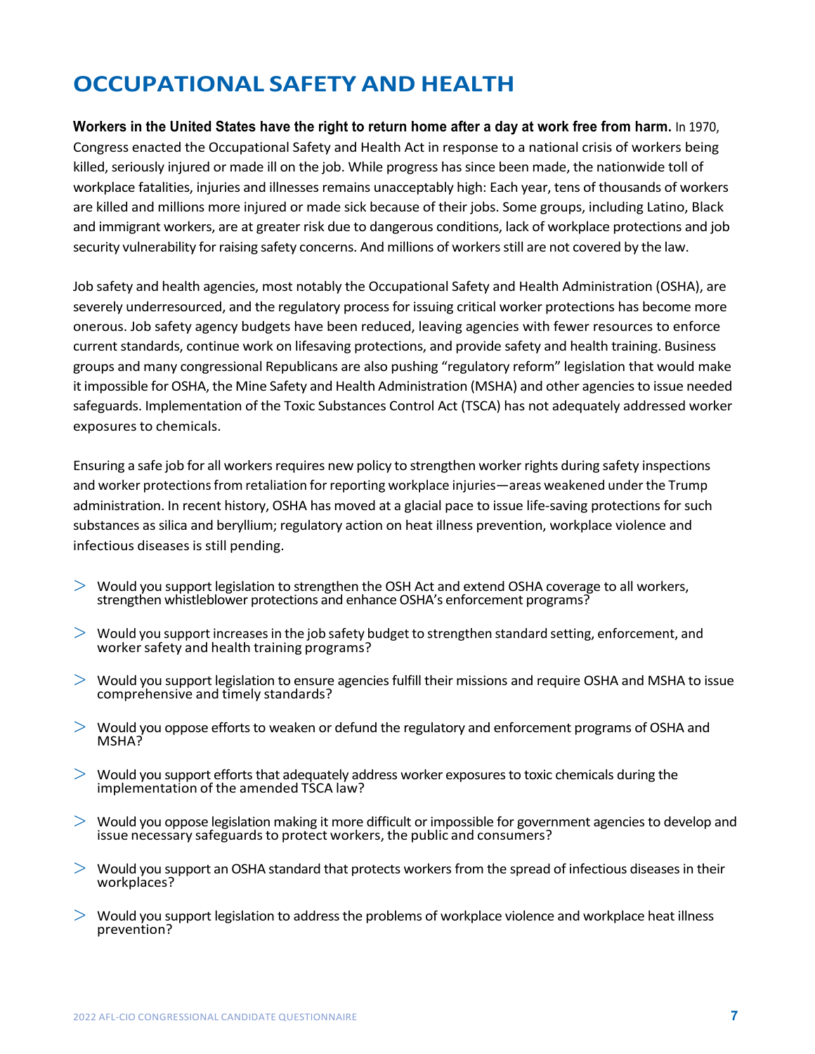# OCCUPATIONAL SAFETY AND HEALTH

**Workers in the United States have the right to return home after a day at work free from harm.** In 1970, Congress enacted the Occupational Safety and Health Act in response to a national crisis of workers being killed, seriously injured or made ill on the job. While progress has since been made, the nationwide toll of workplace fatalities, injuries and illnesses remains unacceptably high: Each year, tens of thousands of workers are killed and millions more injured or made sick because of their jobs. Some groups, including Latino, Black and immigrant workers, are at greater risk due to dangerous conditions, lack of workplace protections and job security vulnerability for raising safety concerns. And millions of workers still are not covered by the law.

Job safety and health agencies, most notably the Occupational Safety and Health Administration (OSHA), are severely underresourced, and the regulatory process for issuing critical worker protections has become more onerous. Job safety agency budgets have been reduced, leaving agencies with fewer resources to enforce current standards, continue work on lifesaving protections, and provide safety and health training. Business groups and many congressional Republicans are also pushing "regulatory reform" legislation that would make it impossible for OSHA, the Mine Safety and Health Administration (MSHA) and other agencies to issue needed safeguards. Implementation of the Toxic Substances Control Act (TSCA) has not adequately addressed worker exposures to chemicals.

Ensuring a safe job for all workers requires new policy to strengthen worker rights during safety inspections and worker protections from retaliation for reporting workplace injuries—areas weakened under the Trump administration. In recent history, OSHA has moved at a glacial pace to issue life-saving protections for such substances as silica and beryllium; regulatory action on heat illness prevention, workplace violence and infectious diseases is still pending.

- Would you support legislation to strengthen the OSH Act and extend OSHA coverage to all workers, strengthen whistleblower protections and enhance OSHA's enforcement programs?
- Would you support increases in the job safety budget to strengthen standard setting, enforcement, and worker safety and health training programs?
- Would you support legislation to ensure agencies fulfill their missions and require OSHA and MSHA to issue comprehensive and timely standards?
- Would you oppose efforts to weaken or defund the regulatory and enforcement programs of OSHA and MSHA?
- Would you support efforts that adequately address worker exposures to toxic chemicals during the implementation of the amended TSCA law?
- Would you oppose legislation making it more difficult or impossible for government agencies to develop and issue necessary safeguards to protect workers, the public and consumers?
- Would you support an OSHA standard that protects workers from the spread of infectious diseases in their workplaces?
- Would you support legislation to address the problems of workplace violence and workplace heat illness prevention?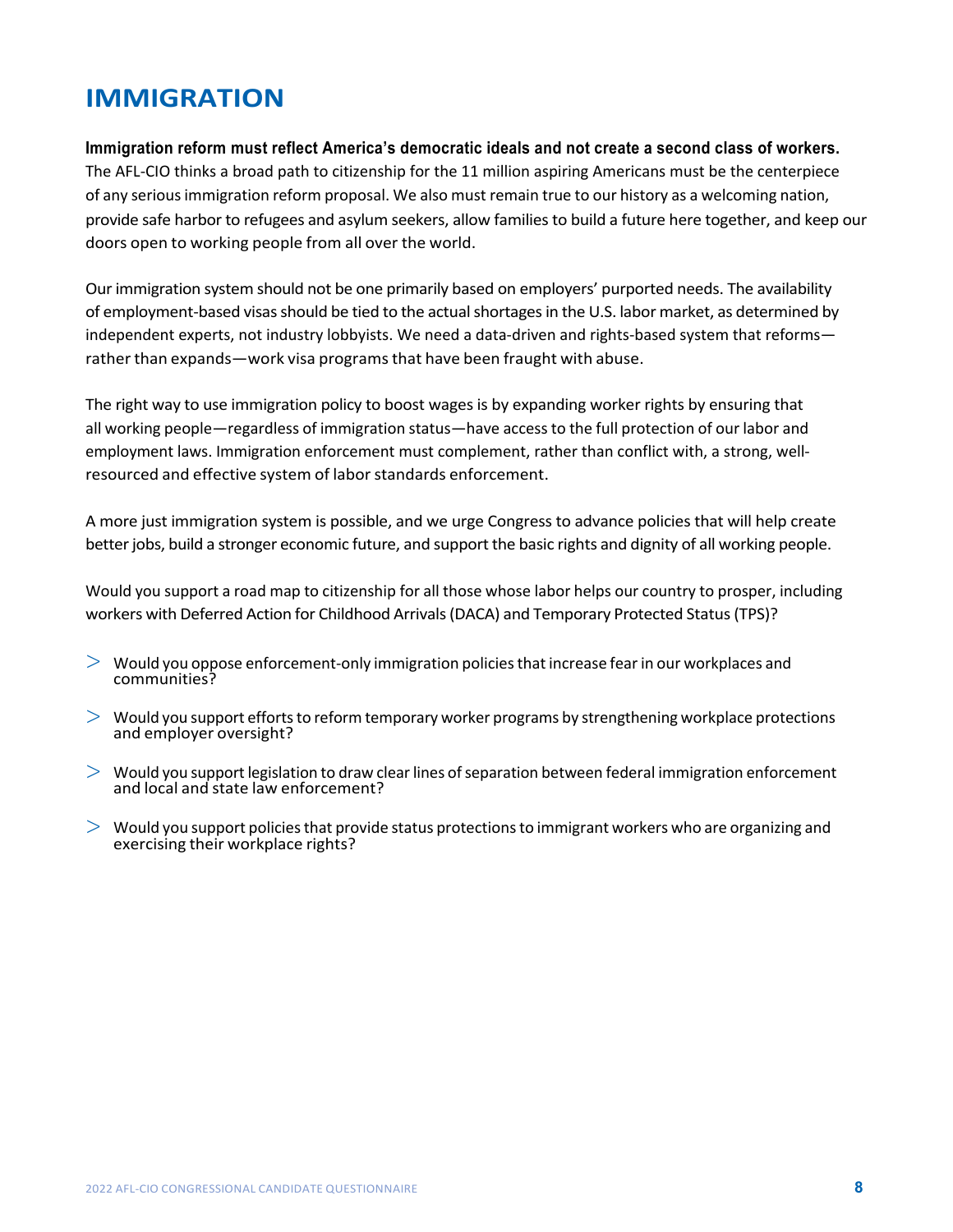# IMMIGRATION

**Immigration reform must reflect America's democratic ideals and not create a second class of workers.** The AFL-CIO thinks a broad path to citizenship for the 11 million aspiring Americans must be the centerpiece of any serious immigration reform proposal. We also must remain true to our history as a welcoming nation, provide safe harbor to refugees and asylum seekers, allow families to build a future here together, and keep our doors open to working people from all over the world.

Our immigration system should not be one primarily based on employers' purported needs. The availability of employment-based visas should be tied to the actual shortages in the U.S. labor market, as determined by independent experts, not industry lobbyists. We need a data-driven and rights-based system that reforms—rather than expands—work visa programs that have been fraught with abuse.

The right way to use immigration policy to boost wages is by expanding worker rights by ensuring that all working people—regardless of immigration status—have access to the full protection of our labor and employment laws. Immigration enforcement must complement, rather than conflict with, a strong, well-resourced and effective system of labor standards enforcement.

A more just immigration system is possible, and we urge Congress to advance policies that will help create better jobs, build a stronger economic future, and support the basic rights and dignity of all working people.

Would you support a road map to citizenship for all those whose labor helps our country to prosper, including workers with Deferred Action for Childhood Arrivals (DACA) and Temporary Protected Status (TPS)?

- Would you oppose enforcement-only immigration policies that increase fear in our workplaces and communities?
- Would you support efforts to reform temporary worker programs by strengthening workplace protections and employer oversight?
- Would you support legislation to draw clear lines of separation between federal immigration enforcement and local and state law enforcement?
- Would you support policies that provide status protections to immigrant workers who are organizing and exercising their workplace rights?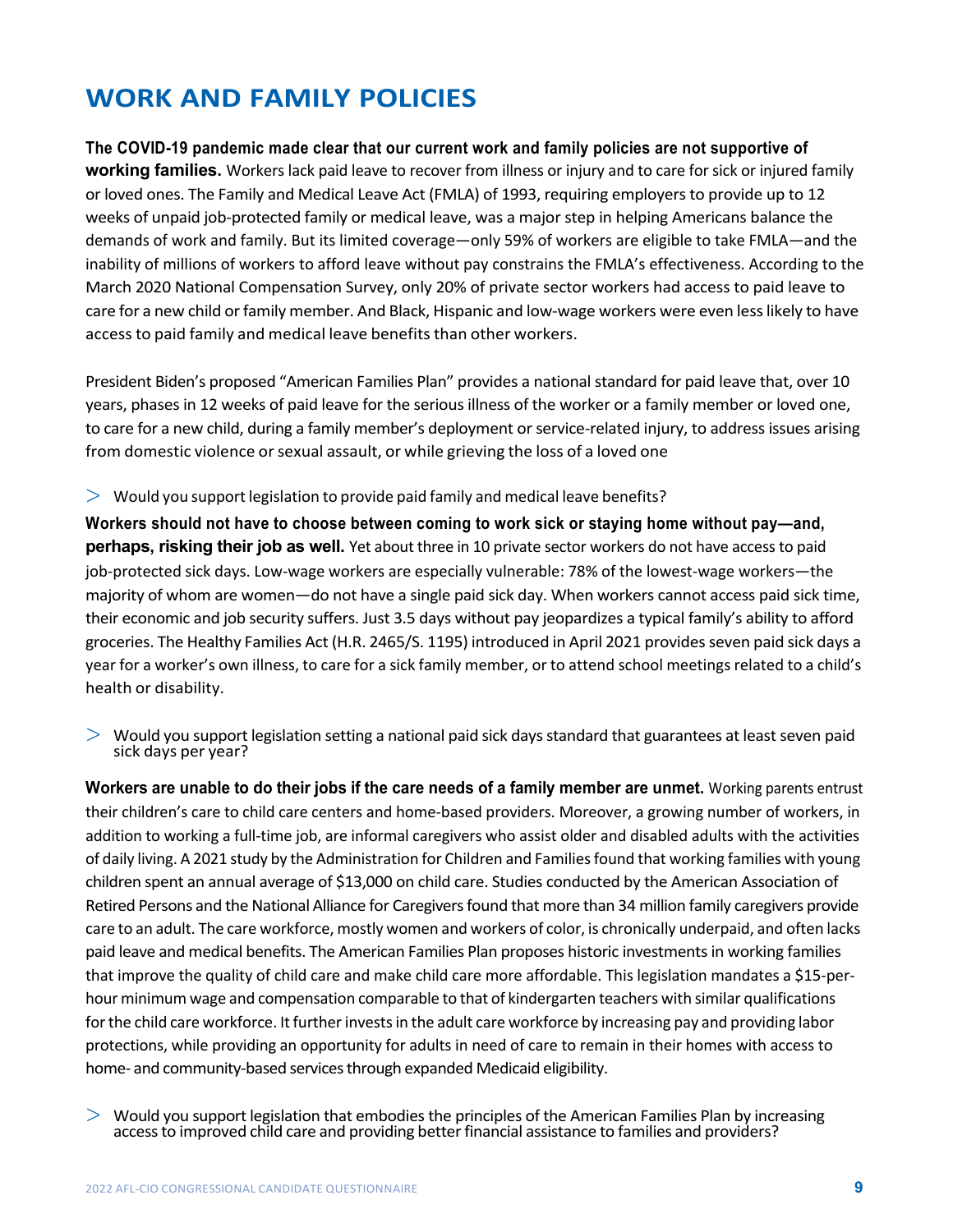## WORK AND FAMILY POLICIES

**The COVID-19 pandemic made clear that our current work and family policies are not supportive of working families.** Workers lack paid leave to recover from illness or injury and to care for sick or injured family or loved ones. The Family and Medical Leave Act (FMLA) of 1993, requiring employers to provide up to 12 weeks of unpaid job-protected family or medical leave, was a major step in helping Americans balance the demands of work and family. But its limited coverage—only 59% of workers are eligible to take FMLA—and the inability of millions of workers to afford leave without pay constrains the FMLA's effectiveness. According to the March 2020 National Compensation Survey, only 20% of private sector workers had access to paid leave to care for a new child or family member. And Black, Hispanic and low-wage workers were even less likely to have access to paid family and medical leave benefits than other workers.

President Biden's proposed "American Families Plan" provides a national standard for paid leave that, over 10 years, phases in 12 weeks of paid leave for the serious illness of the worker or a family member or loved one, to care for a new child, during a family member's deployment or service-related injury, to address issues arising from domestic violence or sexual assault, or while grieving the loss of a loved one

> Would you support legislation to provide paid family and medical leave benefits?

**Workers should not have to choose between coming to work sick or staying home without pay—and, perhaps, risking their job as well.** Yet about three in 10 private sector workers do not have access to paid job-protected sick days. Low-wage workers are especially vulnerable: 78% of the lowest-wage workers—the majority of whom are women—do not have a single paid sick day. When workers cannot access paid sick time, their economic and job security suffers. Just 3.5 days without pay jeopardizes a typical family's ability to afford groceries. The Healthy Families Act (H.R. 2465/S. 1195) introduced in April 2021 provides seven paid sick days a year for a worker's own illness, to care for a sick family member, or to attend school meetings related to a child's health or disability.

> Would you support legislation setting a national paid sick days standard that guarantees at least seven paid sick days per year?

**Workers are unable to do their jobs if the care needs of a family member are unmet.** Working parents entrust their children's care to child care centers and home-based providers. Moreover, a growing number of workers, in addition to working a full-time job, are informal caregivers who assist older and disabled adults with the activities of daily living. A 2021 study by the Administration for Children and Families found that working families with young children spent an annual average of $13,000 on child care. Studies conducted by the American Association of Retired Persons and the National Alliance for Caregivers found that more than 34 million family caregivers provide care to an adult. The care workforce, mostly women and workers of color, is chronically underpaid, and often lacks paid leave and medical benefits. The American Families Plan proposes historic investments in working families that improve the quality of child care and make child care more affordable. This legislation mandates a $15-per-hour minimum wage and compensation comparable to that of kindergarten teachers with similar qualifications for the child care workforce. It further invests in the adult care workforce by increasing pay and providing labor protections, while providing an opportunity for adults in need of care to remain in their homes with access to home- and community-based services through expanded Medicaid eligibility.

> Would you support legislation that embodies the principles of the American Families Plan by increasing access to improved child care and providing better financial assistance to families and providers?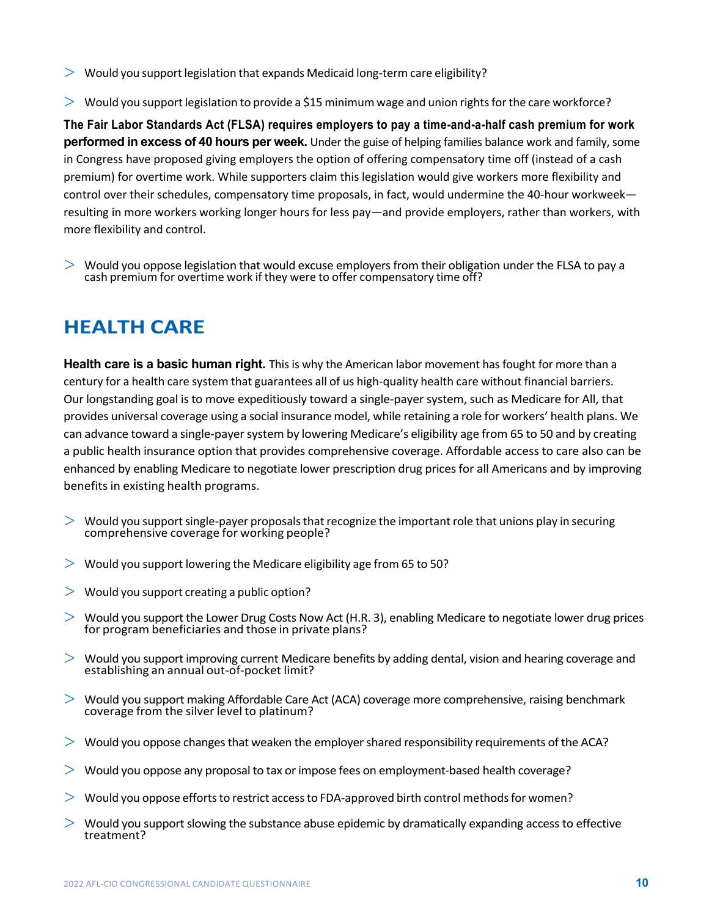> Would you support legislation that expands Medicaid long-term care eligibility?

> Would you support legislation to provide a $15 minimum wage and union rights for the care workforce?

**The Fair Labor Standards Act (FLSA) requires employers to pay a time-and-a-half cash premium for work performed in excess of 40 hours per week.** Under the guise of helping families balance work and family, some in Congress have proposed giving employers the option of offering compensatory time off (instead of a cash premium) for overtime work. While supporters claim this legislation would give workers more flexibility and control over their schedules, compensatory time proposals, in fact, would undermine the 40-hour workweek—resulting in more workers working longer hours for less pay—and provide employers, rather than workers, with more flexibility and control.

> Would you oppose legislation that would excuse employers from their obligation under the FLSA to pay a cash premium for overtime work if they were to offer compensatory time off?

## HEALTH CARE

**Health care is a basic human right.** This is why the American labor movement has fought for more than a century for a health care system that guarantees all of us high-quality health care without financial barriers. Our longstanding goal is to move expeditiously toward a single-payer system, such as Medicare for All, that provides universal coverage using a social insurance model, while retaining a role for workers' health plans. We can advance toward a single-payer system by lowering Medicare's eligibility age from 65 to 50 and by creating a public health insurance option that provides comprehensive coverage. Affordable access to care also can be enhanced by enabling Medicare to negotiate lower prescription drug prices for all Americans and by improving benefits in existing health programs.

> Would you support single-payer proposals that recognize the important role that unions play in securing comprehensive coverage for working people?

> Would you support lowering the Medicare eligibility age from 65 to 50?

> Would you support creating a public option?

> Would you support the Lower Drug Costs Now Act (H.R. 3), enabling Medicare to negotiate lower drug prices for program beneficiaries and those in private plans?

> Would you support improving current Medicare benefits by adding dental, vision and hearing coverage and establishing an annual out-of-pocket limit?

> Would you support making Affordable Care Act (ACA) coverage more comprehensive, raising benchmark coverage from the silver level to platinum?

> Would you oppose changes that weaken the employer shared responsibility requirements of the ACA?

> Would you oppose any proposal to tax or impose fees on employment-based health coverage?

> Would you oppose efforts to restrict access to FDA-approved birth control methods for women?

> Would you support slowing the substance abuse epidemic by dramatically expanding access to effective treatment?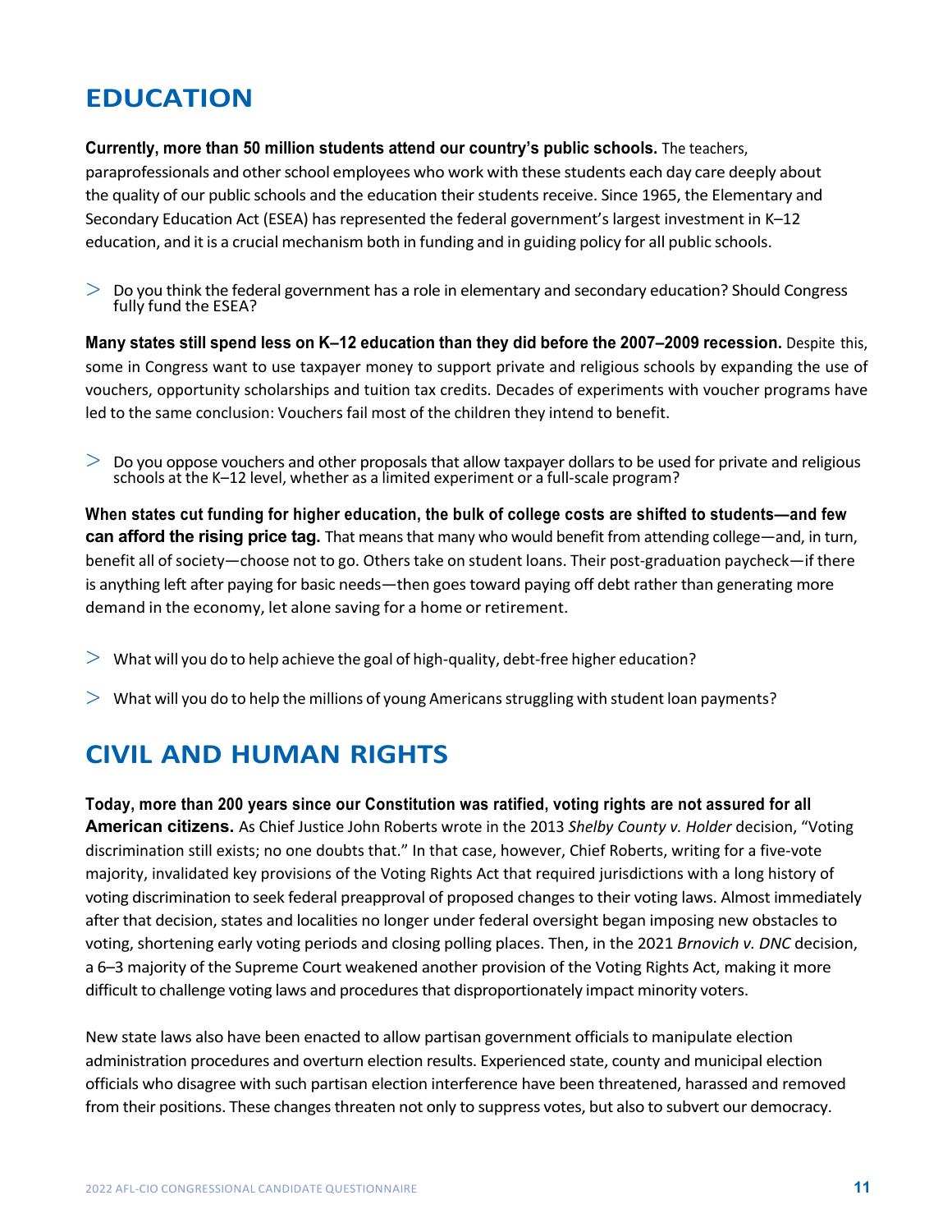## EDUCATION

**Currently, more than 50 million students attend our country's public schools.** The teachers, paraprofessionals and other school employees who work with these students each day care deeply about the quality of our public schools and the education their students receive. Since 1965, the Elementary and Secondary Education Act (ESEA) has represented the federal government's largest investment in K–12 education, and it is a crucial mechanism both in funding and in guiding policy for all public schools.

> Do you think the federal government has a role in elementary and secondary education? Should Congress fully fund the ESEA?

**Many states still spend less on K–12 education than they did before the 2007–2009 recession.** Despite this, some in Congress want to use taxpayer money to support private and religious schools by expanding the use of vouchers, opportunity scholarships and tuition tax credits. Decades of experiments with voucher programs have led to the same conclusion: Vouchers fail most of the children they intend to benefit.

> Do you oppose vouchers and other proposals that allow taxpayer dollars to be used for private and religious schools at the K–12 level, whether as a limited experiment or a full-scale program?

**When states cut funding for higher education, the bulk of college costs are shifted to students—and few can afford the rising price tag.** That means that many who would benefit from attending college—and, in turn, benefit all of society—choose not to go. Others take on student loans. Their post-graduation paycheck—if there is anything left after paying for basic needs—then goes toward paying off debt rather than generating more demand in the economy, let alone saving for a home or retirement.

> What will you do to help achieve the goal of high-quality, debt-free higher education?

> What will you do to help the millions of young Americans struggling with student loan payments?

## CIVIL AND HUMAN RIGHTS

**Today, more than 200 years since our Constitution was ratified, voting rights are not assured for all American citizens.** As Chief Justice John Roberts wrote in the 2013 *Shelby County v. Holder* decision, "Voting discrimination still exists; no one doubts that." In that case, however, Chief Roberts, writing for a five-vote majority, invalidated key provisions of the Voting Rights Act that required jurisdictions with a long history of voting discrimination to seek federal preapproval of proposed changes to their voting laws. Almost immediately after that decision, states and localities no longer under federal oversight began imposing new obstacles to voting, shortening early voting periods and closing polling places. Then, in the 2021 *Brnovich v. DNC* decision, a 6–3 majority of the Supreme Court weakened another provision of the Voting Rights Act, making it more difficult to challenge voting laws and procedures that disproportionately impact minority voters.

New state laws also have been enacted to allow partisan government officials to manipulate election administration procedures and overturn election results. Experienced state, county and municipal election officials who disagree with such partisan election interference have been threatened, harassed and removed from their positions. These changes threaten not only to suppress votes, but also to subvert our democracy.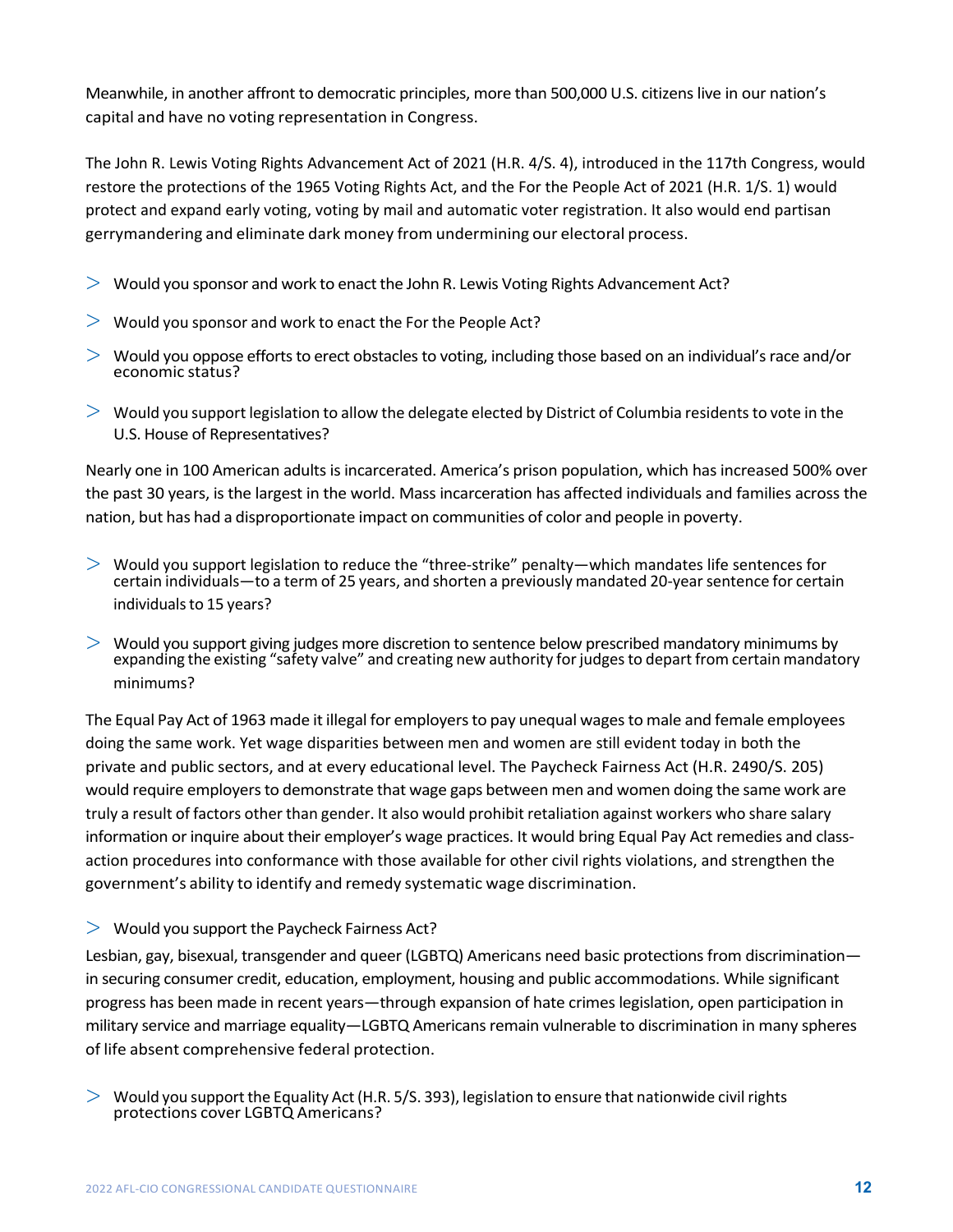Meanwhile, in another affront to democratic principles, more than 500,000 U.S. citizens live in our nation's capital and have no voting representation in Congress.

The John R. Lewis Voting Rights Advancement Act of 2021 (H.R. 4/S. 4), introduced in the 117th Congress, would restore the protections of the 1965 Voting Rights Act, and the For the People Act of 2021 (H.R. 1/S. 1) would protect and expand early voting, voting by mail and automatic voter registration. It also would end partisan gerrymandering and eliminate dark money from undermining our electoral process.

> Would you sponsor and work to enact the John R. Lewis Voting Rights Advancement Act?

> Would you sponsor and work to enact the For the People Act?

> Would you oppose efforts to erect obstacles to voting, including those based on an individual's race and/or economic status?

> Would you support legislation to allow the delegate elected by District of Columbia residents to vote in the U.S. House of Representatives?

Nearly one in 100 American adults is incarcerated. America's prison population, which has increased 500% over the past 30 years, is the largest in the world. Mass incarceration has affected individuals and families across the nation, but has had a disproportionate impact on communities of color and people in poverty.

> Would you support legislation to reduce the "three-strike" penalty—which mandates life sentences for certain individuals—to a term of 25 years, and shorten a previously mandated 20-year sentence for certain individuals to 15 years?

> Would you support giving judges more discretion to sentence below prescribed mandatory minimums by expanding the existing "safety valve" and creating new authority for judges to depart from certain mandatory minimums?

The Equal Pay Act of 1963 made it illegal for employers to pay unequal wages to male and female employees doing the same work. Yet wage disparities between men and women are still evident today in both the private and public sectors, and at every educational level. The Paycheck Fairness Act (H.R. 2490/S. 205) would require employers to demonstrate that wage gaps between men and women doing the same work are truly a result of factors other than gender. It also would prohibit retaliation against workers who share salary information or inquire about their employer's wage practices. It would bring Equal Pay Act remedies and class-action procedures into conformance with those available for other civil rights violations, and strengthen the government's ability to identify and remedy systematic wage discrimination.

> Would you support the Paycheck Fairness Act?

Lesbian, gay, bisexual, transgender and queer (LGBTQ) Americans need basic protections from discrimination—in securing consumer credit, education, employment, housing and public accommodations. While significant progress has been made in recent years—through expansion of hate crimes legislation, open participation in military service and marriage equality—LGBTQ Americans remain vulnerable to discrimination in many spheres of life absent comprehensive federal protection.

> Would you support the Equality Act (H.R. 5/S. 393), legislation to ensure that nationwide civil rights protections cover LGBTQ Americans?